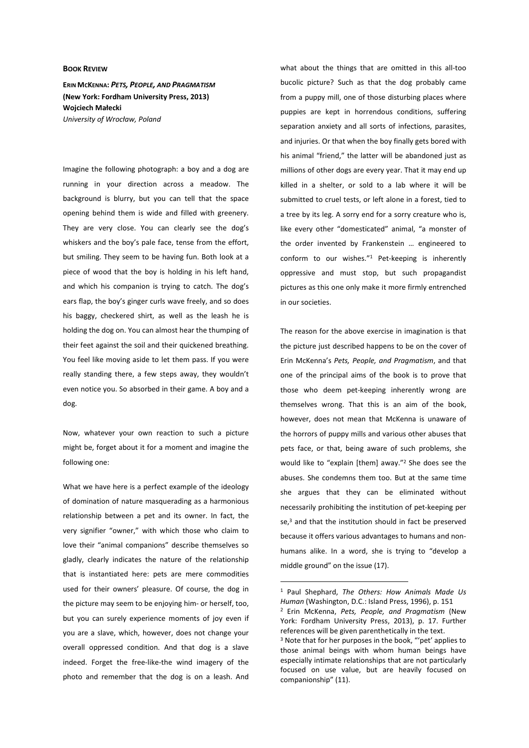**BOOK REVIEW**

**ERIN MCKENNA: *PETS, PEOPLE, AND PRAGMATISM* (New York: Fordham University Press, 2013)**
**Wojciech Małecki**
*University of Wrocław, Poland*

Imagine the following photograph: a boy and a dog are running in your direction across a meadow. The background is blurry, but you can tell that the space opening behind them is wide and filled with greenery. They are very close. You can clearly see the dog's whiskers and the boy's pale face, tense from the effort, but smiling. They seem to be having fun. Both look at a piece of wood that the boy is holding in his left hand, and which his companion is trying to catch. The dog's ears flap, the boy's ginger curls wave freely, and so does his baggy, checkered shirt, as well as the leash he is holding the dog on. You can almost hear the thumping of their feet against the soil and their quickened breathing. You feel like moving aside to let them pass. If you were really standing there, a few steps away, they wouldn't even notice you. So absorbed in their game. A boy and a dog.

Now, whatever your own reaction to such a picture might be, forget about it for a moment and imagine the following one:

What we have here is a perfect example of the ideology of domination of nature masquerading as a harmonious relationship between a pet and its owner. In fact, the very signifier "owner," with which those who claim to love their "animal companions" describe themselves so gladly, clearly indicates the nature of the relationship that is instantiated here: pets are mere commodities used for their owners' pleasure. Of course, the dog in the picture may seem to be enjoying him- or herself, too, but you can surely experience moments of joy even if you are a slave, which, however, does not change your overall oppressed condition. And that dog is a slave indeed. Forget the free-like-the wind imagery of the photo and remember that the dog is on a leash. And what about the things that are omitted in this all-too bucolic picture? Such as that the dog probably came from a puppy mill, one of those disturbing places where puppies are kept in horrendous conditions, suffering separation anxiety and all sorts of infections, parasites, and injuries. Or that when the boy finally gets bored with his animal "friend," the latter will be abandoned just as millions of other dogs are every year. That it may end up killed in a shelter, or sold to a lab where it will be submitted to cruel tests, or left alone in a forest, tied to a tree by its leg. A sorry end for a sorry creature who is, like every other "domesticated" animal, "a monster of the order invented by Frankenstein … engineered to conform to our wishes."[1] Pet-keeping is inherently oppressive and must stop, but such propagandist pictures as this one only make it more firmly entrenched in our societies.

The reason for the above exercise in imagination is that the picture just described happens to be on the cover of Erin McKenna's *Pets, People, and Pragmatism*, and that one of the principal aims of the book is to prove that those who deem pet-keeping inherently wrong are themselves wrong. That this is an aim of the book, however, does not mean that McKenna is unaware of the horrors of puppy mills and various other abuses that pets face, or that, being aware of such problems, she would like to "explain [them] away."[2] She does see the abuses. She condemns them too. But at the same time she argues that they can be eliminated without necessarily prohibiting the institution of pet-keeping per se,[3] and that the institution should in fact be preserved because it offers various advantages to humans and non-humans alike. In a word, she is trying to "develop a middle ground" on the issue (17).

---

[1] Paul Shephard, *The Others: How Animals Made Us Human* (Washington, D.C.: Island Press, 1996), p. 151

[2] Erin McKenna, *Pets, People, and Pragmatism* (New York: Fordham University Press, 2013), p. 17. Further references will be given parenthetically in the text.

[3] Note that for her purposes in the book, "'pet' applies to those animal beings with whom human beings have especially intimate relationships that are not particularly focused on use value, but are heavily focused on companionship" (11).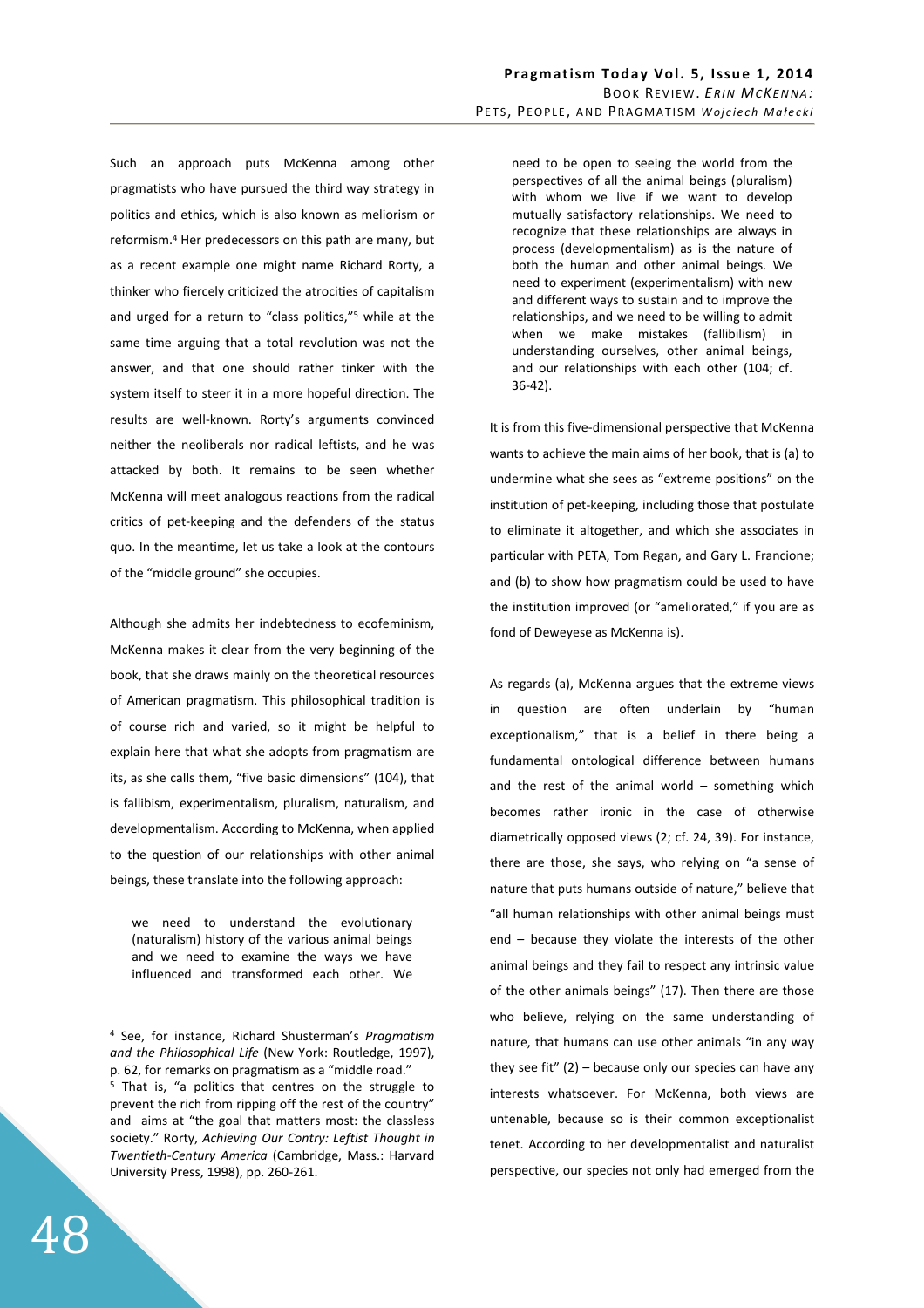Such an approach puts McKenna among other pragmatists who have pursued the third way strategy in politics and ethics, which is also known as meliorism or reformism.[4] Her predecessors on this path are many, but as a recent example one might name Richard Rorty, a thinker who fiercely criticized the atrocities of capitalism and urged for a return to "class politics,"[5] while at the same time arguing that a total revolution was not the answer, and that one should rather tinker with the system itself to steer it in a more hopeful direction. The results are well-known. Rorty's arguments convinced neither the neoliberals nor radical leftists, and he was attacked by both. It remains to be seen whether McKenna will meet analogous reactions from the radical critics of pet-keeping and the defenders of the status quo. In the meantime, let us take a look at the contours of the "middle ground" she occupies.

Although she admits her indebtedness to ecofeminism, McKenna makes it clear from the very beginning of the book, that she draws mainly on the theoretical resources of American pragmatism. This philosophical tradition is of course rich and varied, so it might be helpful to explain here that what she adopts from pragmatism are its, as she calls them, "five basic dimensions" (104), that is fallibism, experimentalism, pluralism, naturalism, and developmentalism. According to McKenna, when applied to the question of our relationships with other animal beings, these translate into the following approach:

> we need to understand the evolutionary (naturalism) history of the various animal beings and we need to examine the ways we have influenced and transformed each other. We need to be open to seeing the world from the perspectives of all the animal beings (pluralism) with whom we live if we want to develop mutually satisfactory relationships. We need to recognize that these relationships are always in process (developmentalism) as is the nature of both the human and other animal beings. We need to experiment (experimentalism) with new and different ways to sustain and to improve the relationships, and we need to be willing to admit when we make mistakes (fallibilism) in understanding ourselves, other animal beings, and our relationships with each other (104; cf. 36-42).

It is from this five-dimensional perspective that McKenna wants to achieve the main aims of her book, that is (a) to undermine what she sees as "extreme positions" on the institution of pet-keeping, including those that postulate to eliminate it altogether, and which she associates in particular with PETA, Tom Regan, and Gary L. Francione; and (b) to show how pragmatism could be used to have the institution improved (or "ameliorated," if you are as fond of Deweyese as McKenna is).

As regards (a), McKenna argues that the extreme views in question are often underlain by "human exceptionalism," that is a belief in there being a fundamental ontological difference between humans and the rest of the animal world – something which becomes rather ironic in the case of otherwise diametrically opposed views (2; cf. 24, 39). For instance, there are those, she says, who relying on "a sense of nature that puts humans outside of nature," believe that "all human relationships with other animal beings must end – because they violate the interests of the other animal beings and they fail to respect any intrinsic value of the other animals beings" (17). Then there are those who believe, relying on the same understanding of nature, that humans can use other animals "in any way they see fit" (2) – because only our species can have any interests whatsoever. For McKenna, both views are untenable, because so is their common exceptionalist tenet. According to her developmentalist and naturalist perspective, our species not only had emerged from the

---

[4] See, for instance, Richard Shusterman's *Pragmatism and the Philosophical Life* (New York: Routledge, 1997), p. 62, for remarks on pragmatism as a "middle road."

[5] That is, "a politics that centres on the struggle to prevent the rich from ripping off the rest of the country" and aims at "the goal that matters most: the classless society." Rorty, *Achieving Our Contry: Leftist Thought in Twentieth-Century America* (Cambridge, Mass.: Harvard University Press, 1998), pp. 260-261.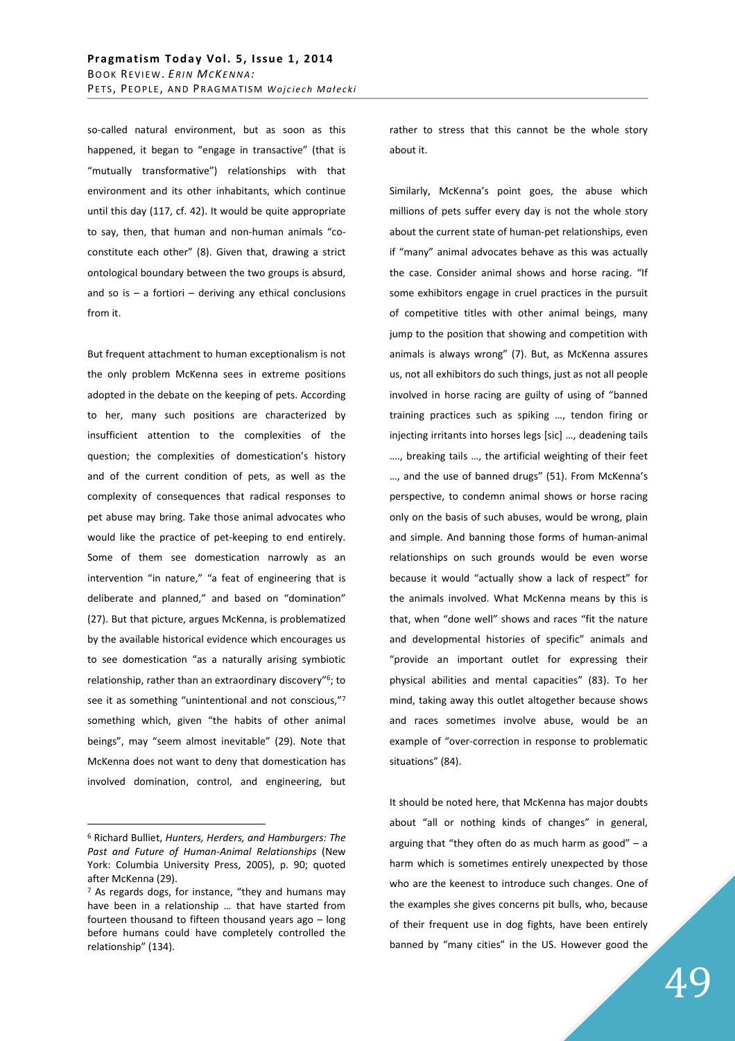so-called natural environment, but as soon as this happened, it began to "engage in transactive" (that is "mutually transformative") relationships with that environment and its other inhabitants, which continue until this day (117, cf. 42). It would be quite appropriate to say, then, that human and non-human animals "co-constitute each other" (8). Given that, drawing a strict ontological boundary between the two groups is absurd, and so is – a fortiori – deriving any ethical conclusions from it.

But frequent attachment to human exceptionalism is not the only problem McKenna sees in extreme positions adopted in the debate on the keeping of pets. According to her, many such positions are characterized by insufficient attention to the complexities of the question; the complexities of domestication's history and of the current condition of pets, as well as the complexity of consequences that radical responses to pet abuse may bring. Take those animal advocates who would like the practice of pet-keeping to end entirely. Some of them see domestication narrowly as an intervention "in nature," "a feat of engineering that is deliberate and planned," and based on "domination" (27). But that picture, argues McKenna, is problematized by the available historical evidence which encourages us to see domestication "as a naturally arising symbiotic relationship, rather than an extraordinary discovery"[6]; to see it as something "unintentional and not conscious,"[7] something which, given "the habits of other animal beings", may "seem almost inevitable" (29). Note that McKenna does not want to deny that domestication has involved domination, control, and engineering, but rather to stress that this cannot be the whole story about it.

Similarly, McKenna's point goes, the abuse which millions of pets suffer every day is not the whole story about the current state of human-pet relationships, even if "many" animal advocates behave as this was actually the case. Consider animal shows and horse racing. "If some exhibitors engage in cruel practices in the pursuit of competitive titles with other animal beings, many jump to the position that showing and competition with animals is always wrong" (7). But, as McKenna assures us, not all exhibitors do such things, just as not all people involved in horse racing are guilty of using of "banned training practices such as spiking …, tendon firing or injecting irritants into horses legs [sic] …, deadening tails …., breaking tails …, the artificial weighting of their feet …, and the use of banned drugs" (51). From McKenna's perspective, to condemn animal shows or horse racing only on the basis of such abuses, would be wrong, plain and simple. And banning those forms of human-animal relationships on such grounds would be even worse because it would "actually show a lack of respect" for the animals involved. What McKenna means by this is that, when "done well" shows and races "fit the nature and developmental histories of specific" animals and "provide an important outlet for expressing their physical abilities and mental capacities" (83). To her mind, taking away this outlet altogether because shows and races sometimes involve abuse, would be an example of "over-correction in response to problematic situations" (84).

It should be noted here, that McKenna has major doubts about "all or nothing kinds of changes" in general, arguing that "they often do as much harm as good" – a harm which is sometimes entirely unexpected by those who are the keenest to introduce such changes. One of the examples she gives concerns pit bulls, who, because of their frequent use in dog fights, have been entirely banned by "many cities" in the US. However good the

[6] Richard Bulliet, *Hunters, Herders, and Hamburgers: The Past and Future of Human-Animal Relationships* (New York: Columbia University Press, 2005), p. 90; quoted after McKenna (29).

[7] As regards dogs, for instance, "they and humans may have been in a relationship … that have started from fourteen thousand to fifteen thousand years ago – long before humans could have completely controlled the relationship" (134).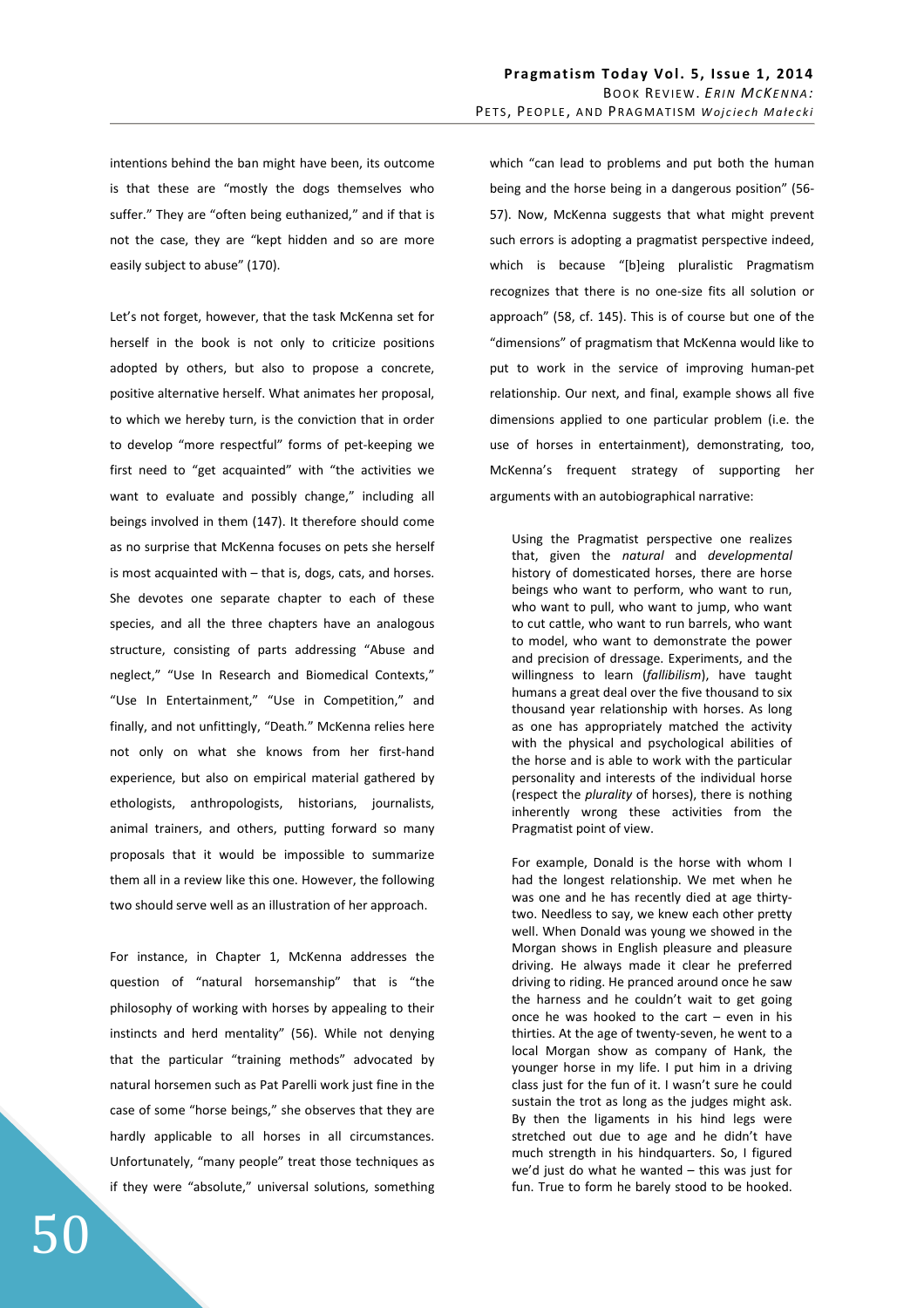intentions behind the ban might have been, its outcome is that these are "mostly the dogs themselves who suffer." They are "often being euthanized," and if that is not the case, they are "kept hidden and so are more easily subject to abuse" (170).

Let's not forget, however, that the task McKenna set for herself in the book is not only to criticize positions adopted by others, but also to propose a concrete, positive alternative herself. What animates her proposal, to which we hereby turn, is the conviction that in order to develop "more respectful" forms of pet-keeping we first need to "get acquainted" with "the activities we want to evaluate and possibly change," including all beings involved in them (147). It therefore should come as no surprise that McKenna focuses on pets she herself is most acquainted with – that is, dogs, cats, and horses. She devotes one separate chapter to each of these species, and all the three chapters have an analogous structure, consisting of parts addressing "Abuse and neglect," "Use In Research and Biomedical Contexts," "Use In Entertainment," "Use in Competition," and finally, and not unfittingly, "Death." McKenna relies here not only on what she knows from her first-hand experience, but also on empirical material gathered by ethologists, anthropologists, historians, journalists, animal trainers, and others, putting forward so many proposals that it would be impossible to summarize them all in a review like this one. However, the following two should serve well as an illustration of her approach.

For instance, in Chapter 1, McKenna addresses the question of "natural horsemanship" that is "the philosophy of working with horses by appealing to their instincts and herd mentality" (56). While not denying that the particular "training methods" advocated by natural horsemen such as Pat Parelli work just fine in the case of some "horse beings," she observes that they are hardly applicable to all horses in all circumstances. Unfortunately, "many people" treat those techniques as if they were "absolute," universal solutions, something which "can lead to problems and put both the human being and the horse being in a dangerous position" (56-57). Now, McKenna suggests that what might prevent such errors is adopting a pragmatist perspective indeed, which is because "[b]eing pluralistic Pragmatism recognizes that there is no one-size fits all solution or approach" (58, cf. 145). This is of course but one of the "dimensions" of pragmatism that McKenna would like to put to work in the service of improving human-pet relationship. Our next, and final, example shows all five dimensions applied to one particular problem (i.e. the use of horses in entertainment), demonstrating, too, McKenna's frequent strategy of supporting her arguments with an autobiographical narrative:

> Using the Pragmatist perspective one realizes that, given the *natural* and *developmental* history of domesticated horses, there are horse beings who want to perform, who want to run, who want to pull, who want to jump, who want to cut cattle, who want to run barrels, who want to model, who want to demonstrate the power and precision of dressage. Experiments, and the willingness to learn (*fallibilism*), have taught humans a great deal over the five thousand to six thousand year relationship with horses. As long as one has appropriately matched the activity with the physical and psychological abilities of the horse and is able to work with the particular personality and interests of the individual horse (respect the *plurality* of horses), there is nothing inherently wrong these activities from the Pragmatist point of view.
>
> For example, Donald is the horse with whom I had the longest relationship. We met when he was one and he has recently died at age thirty-two. Needless to say, we knew each other pretty well. When Donald was young we showed in the Morgan shows in English pleasure and pleasure driving. He always made it clear he preferred driving to riding. He pranced around once he saw the harness and he couldn't wait to get going once he was hooked to the cart – even in his thirties. At the age of twenty-seven, he went to a local Morgan show as company of Hank, the younger horse in my life. I put him in a driving class just for the fun of it. I wasn't sure he could sustain the trot as long as the judges might ask. By then the ligaments in his hind legs were stretched out due to age and he didn't have much strength in his hindquarters. So, I figured we'd just do what he wanted – this was just for fun. True to form he barely stood to be hooked.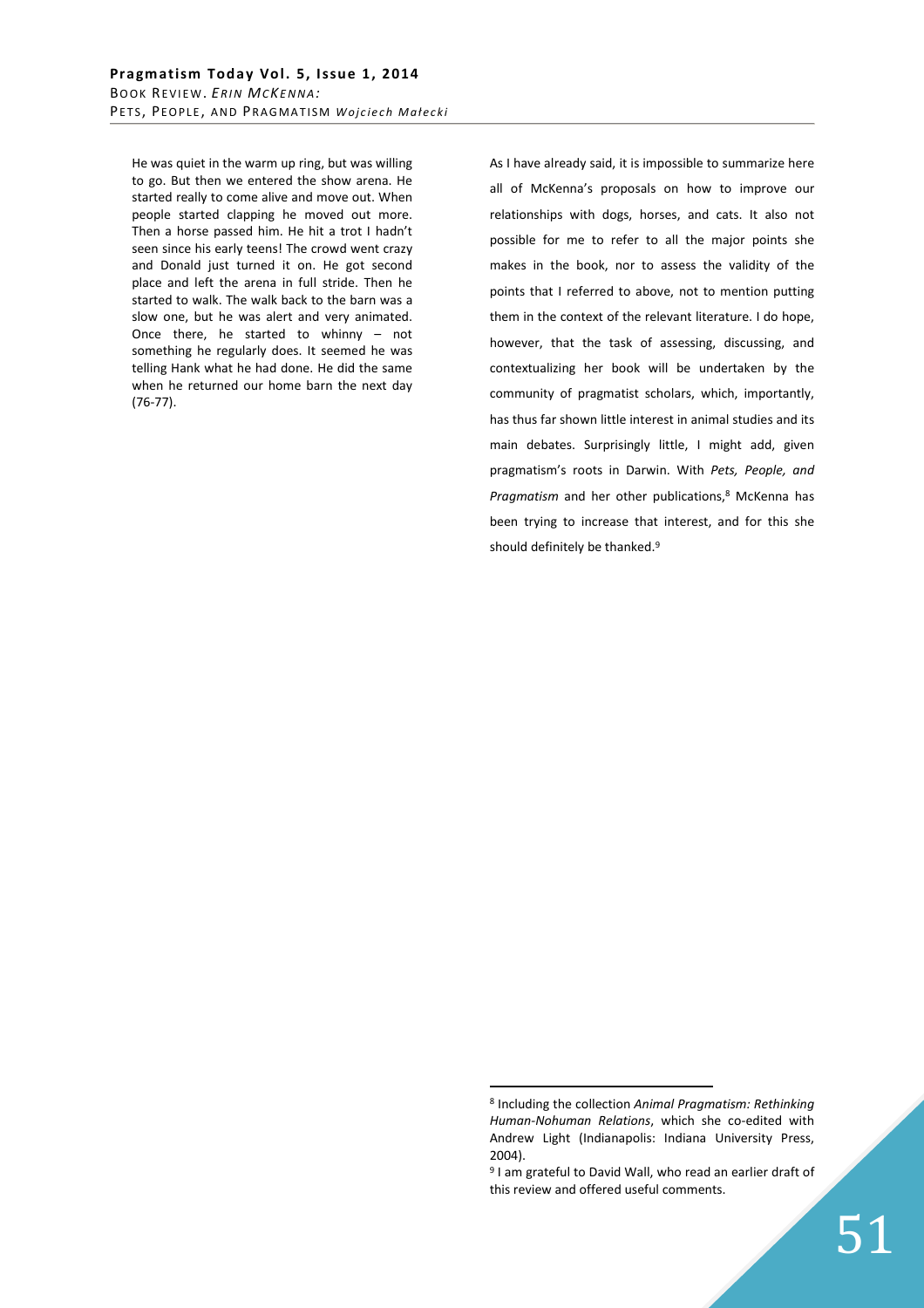> He was quiet in the warm up ring, but was willing to go. But then we entered the show arena. He started really to come alive and move out. When people started clapping he moved out more. Then a horse passed him. He hit a trot I hadn't seen since his early teens! The crowd went crazy and Donald just turned it on. He got second place and left the arena in full stride. Then he started to walk. The walk back to the barn was a slow one, but he was alert and very animated. Once there, he started to whinny – not something he regularly does. It seemed he was telling Hank what he had done. He did the same when he returned our home barn the next day (76-77).

As I have already said, it is impossible to summarize here all of McKenna's proposals on how to improve our relationships with dogs, horses, and cats. It also not possible for me to refer to all the major points she makes in the book, nor to assess the validity of the points that I referred to above, not to mention putting them in the context of the relevant literature. I do hope, however, that the task of assessing, discussing, and contextualizing her book will be undertaken by the community of pragmatist scholars, which, importantly, has thus far shown little interest in animal studies and its main debates. Surprisingly little, I might add, given pragmatism's roots in Darwin. With *Pets, People, and Pragmatism* and her other publications,[8] McKenna has been trying to increase that interest, and for this she should definitely be thanked.[9]

---

[8] Including the collection *Animal Pragmatism: Rethinking Human-Nohuman Relations*, which she co-edited with Andrew Light (Indianapolis: Indiana University Press, 2004).

[9] I am grateful to David Wall, who read an earlier draft of this review and offered useful comments.